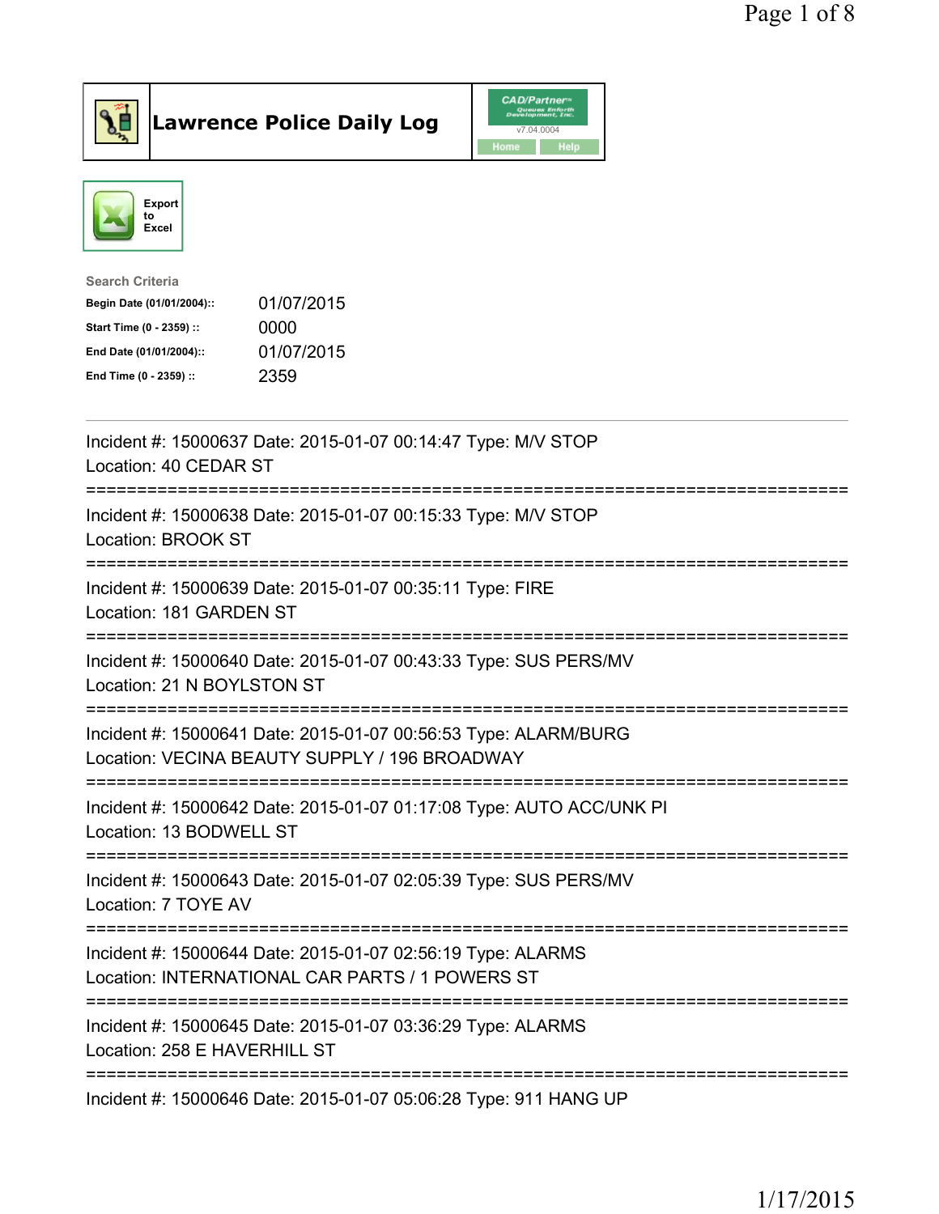# Lawrence Police Daily Log

CAD/Partner v7.04.0004 Home Help

Export to Excel

**Search Criteria**

| | |
|---|---|
| Begin Date (01/01/2004):: | 01/07/2015 |
| Start Time (0 - 2359) :: | 0000 |
| End Date (01/01/2004):: | 01/07/2015 |
| End Time (0 - 2359) :: | 2359 |

---

Incident #: 15000637 Date: 2015-01-07 00:14:47 Type: M/V STOP
Location: 40 CEDAR ST

===========================================================================

Incident #: 15000638 Date: 2015-01-07 00:15:33 Type: M/V STOP
Location: BROOK ST

===========================================================================

Incident #: 15000639 Date: 2015-01-07 00:35:11 Type: FIRE
Location: 181 GARDEN ST

===========================================================================

Incident #: 15000640 Date: 2015-01-07 00:43:33 Type: SUS PERS/MV
Location: 21 N BOYLSTON ST

===========================================================================

Incident #: 15000641 Date: 2015-01-07 00:56:53 Type: ALARM/BURG
Location: VECINA BEAUTY SUPPLY / 196 BROADWAY

===========================================================================

Incident #: 15000642 Date: 2015-01-07 01:17:08 Type: AUTO ACC/UNK PI
Location: 13 BODWELL ST

===========================================================================

Incident #: 15000643 Date: 2015-01-07 02:05:39 Type: SUS PERS/MV
Location: 7 TOYE AV

===========================================================================

Incident #: 15000644 Date: 2015-01-07 02:56:19 Type: ALARMS
Location: INTERNATIONAL CAR PARTS / 1 POWERS ST

===========================================================================

Incident #: 15000645 Date: 2015-01-07 03:36:29 Type: ALARMS
Location: 258 E HAVERHILL ST

===========================================================================

Incident #: 15000646 Date: 2015-01-07 05:06:28 Type: 911 HANG UP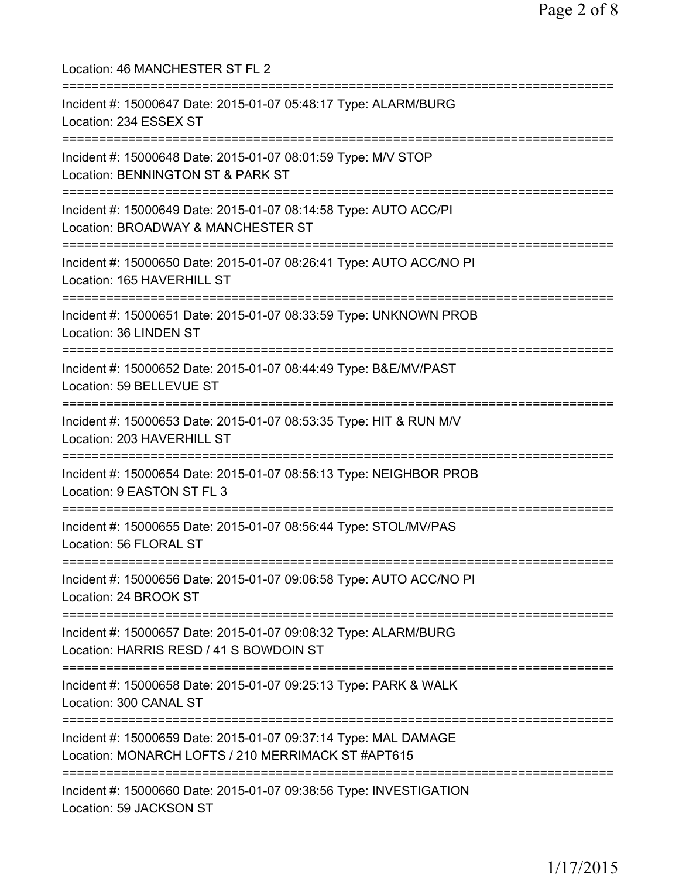Location: 46 MANCHESTER ST FL 2

===========================================================================

Incident #: 15000647 Date: 2015-01-07 05:48:17 Type: ALARM/BURG
Location: 234 ESSEX ST

===========================================================================

Incident #: 15000648 Date: 2015-01-07 08:01:59 Type: M/V STOP
Location: BENNINGTON ST & PARK ST

===========================================================================

Incident #: 15000649 Date: 2015-01-07 08:14:58 Type: AUTO ACC/PI
Location: BROADWAY & MANCHESTER ST

===========================================================================

Incident #: 15000650 Date: 2015-01-07 08:26:41 Type: AUTO ACC/NO PI
Location: 165 HAVERHILL ST

===========================================================================

Incident #: 15000651 Date: 2015-01-07 08:33:59 Type: UNKNOWN PROB
Location: 36 LINDEN ST

===========================================================================

Incident #: 15000652 Date: 2015-01-07 08:44:49 Type: B&E/MV/PAST
Location: 59 BELLEVUE ST

===========================================================================

Incident #: 15000653 Date: 2015-01-07 08:53:35 Type: HIT & RUN M/V
Location: 203 HAVERHILL ST

===========================================================================

Incident #: 15000654 Date: 2015-01-07 08:56:13 Type: NEIGHBOR PROB
Location: 9 EASTON ST FL 3

===========================================================================

Incident #: 15000655 Date: 2015-01-07 08:56:44 Type: STOL/MV/PAS
Location: 56 FLORAL ST

===========================================================================

Incident #: 15000656 Date: 2015-01-07 09:06:58 Type: AUTO ACC/NO PI
Location: 24 BROOK ST

===========================================================================

Incident #: 15000657 Date: 2015-01-07 09:08:32 Type: ALARM/BURG
Location: HARRIS RESD / 41 S BOWDOIN ST

===========================================================================

Incident #: 15000658 Date: 2015-01-07 09:25:13 Type: PARK & WALK
Location: 300 CANAL ST

===========================================================================

Incident #: 15000659 Date: 2015-01-07 09:37:14 Type: MAL DAMAGE
Location: MONARCH LOFTS / 210 MERRIMACK ST #APT615

===========================================================================

Incident #: 15000660 Date: 2015-01-07 09:38:56 Type: INVESTIGATION
Location: 59 JACKSON ST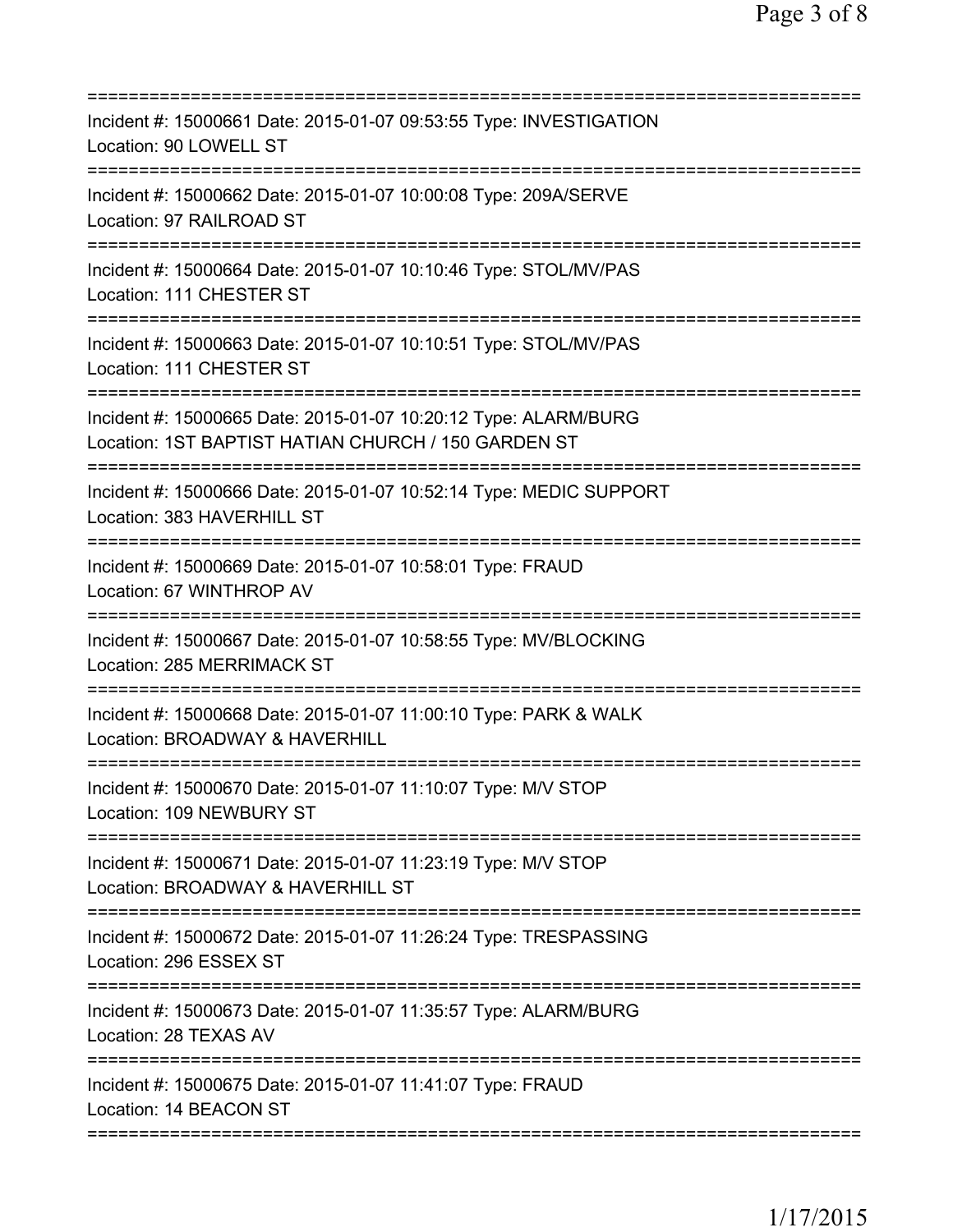===========================================================================
Incident #: 15000661 Date: 2015-01-07 09:53:55 Type: INVESTIGATION
Location: 90 LOWELL ST
===========================================================================
Incident #: 15000662 Date: 2015-01-07 10:00:08 Type: 209A/SERVE
Location: 97 RAILROAD ST
===========================================================================
Incident #: 15000664 Date: 2015-01-07 10:10:46 Type: STOL/MV/PAS
Location: 111 CHESTER ST
===========================================================================
Incident #: 15000663 Date: 2015-01-07 10:10:51 Type: STOL/MV/PAS
Location: 111 CHESTER ST
===========================================================================
Incident #: 15000665 Date: 2015-01-07 10:20:12 Type: ALARM/BURG
Location: 1ST BAPTIST HATIAN CHURCH / 150 GARDEN ST
===========================================================================
Incident #: 15000666 Date: 2015-01-07 10:52:14 Type: MEDIC SUPPORT
Location: 383 HAVERHILL ST
===========================================================================
Incident #: 15000669 Date: 2015-01-07 10:58:01 Type: FRAUD
Location: 67 WINTHROP AV
===========================================================================
Incident #: 15000667 Date: 2015-01-07 10:58:55 Type: MV/BLOCKING
Location: 285 MERRIMACK ST
===========================================================================
Incident #: 15000668 Date: 2015-01-07 11:00:10 Type: PARK & WALK
Location: BROADWAY & HAVERHILL
===========================================================================
Incident #: 15000670 Date: 2015-01-07 11:10:07 Type: M/V STOP
Location: 109 NEWBURY ST
===========================================================================
Incident #: 15000671 Date: 2015-01-07 11:23:19 Type: M/V STOP
Location: BROADWAY & HAVERHILL ST
===========================================================================
Incident #: 15000672 Date: 2015-01-07 11:26:24 Type: TRESPASSING
Location: 296 ESSEX ST
===========================================================================
Incident #: 15000673 Date: 2015-01-07 11:35:57 Type: ALARM/BURG
Location: 28 TEXAS AV
===========================================================================
Incident #: 15000675 Date: 2015-01-07 11:41:07 Type: FRAUD
Location: 14 BEACON ST
===========================================================================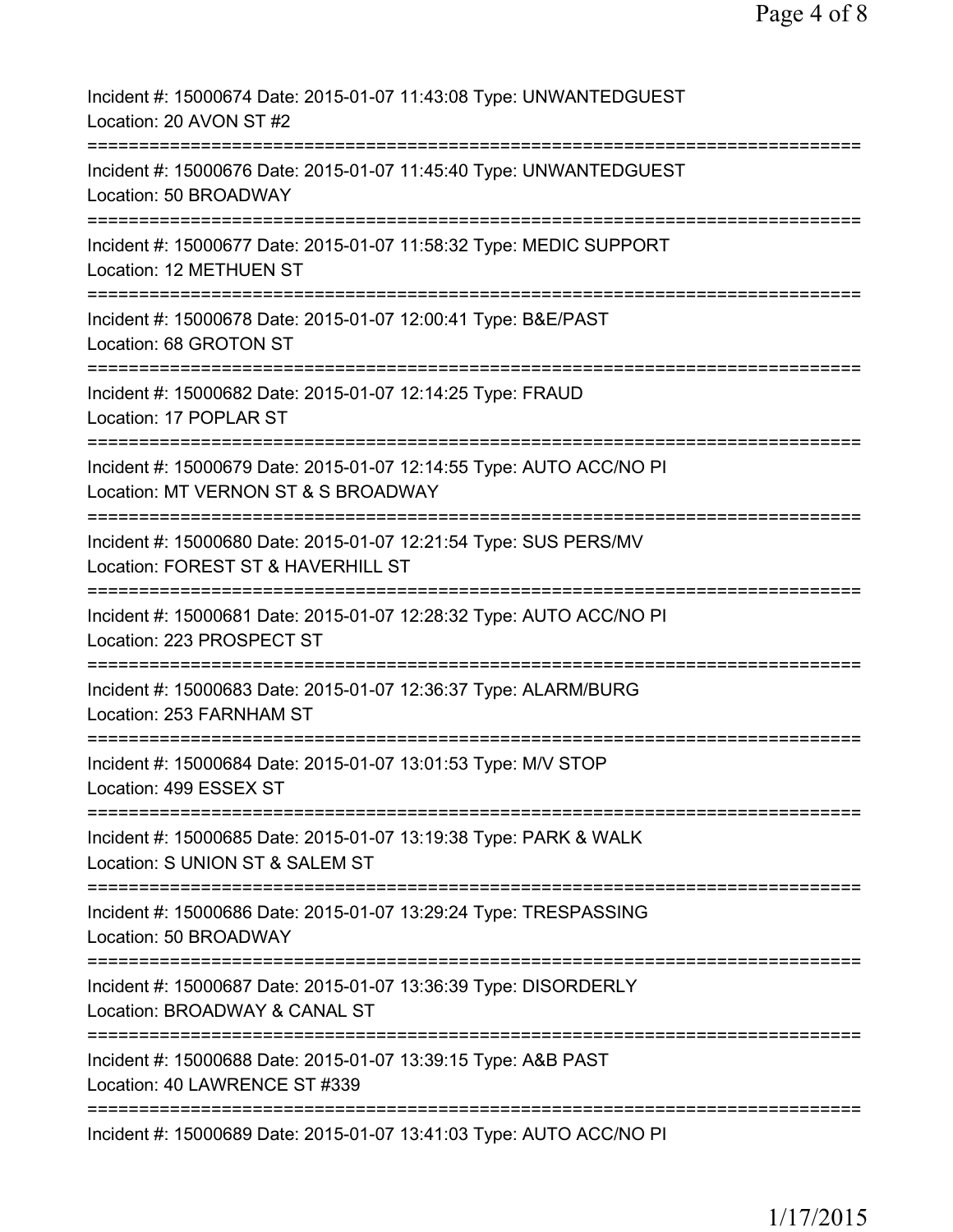Incident #: 15000674 Date: 2015-01-07 11:43:08 Type: UNWANTEDGUEST
Location: 20 AVON ST #2

===========================================================================

Incident #: 15000676 Date: 2015-01-07 11:45:40 Type: UNWANTEDGUEST
Location: 50 BROADWAY

===========================================================================

Incident #: 15000677 Date: 2015-01-07 11:58:32 Type: MEDIC SUPPORT
Location: 12 METHUEN ST

===========================================================================

Incident #: 15000678 Date: 2015-01-07 12:00:41 Type: B&E/PAST
Location: 68 GROTON ST

===========================================================================

Incident #: 15000682 Date: 2015-01-07 12:14:25 Type: FRAUD
Location: 17 POPLAR ST

===========================================================================

Incident #: 15000679 Date: 2015-01-07 12:14:55 Type: AUTO ACC/NO PI
Location: MT VERNON ST & S BROADWAY

===========================================================================

Incident #: 15000680 Date: 2015-01-07 12:21:54 Type: SUS PERS/MV
Location: FOREST ST & HAVERHILL ST

===========================================================================

Incident #: 15000681 Date: 2015-01-07 12:28:32 Type: AUTO ACC/NO PI
Location: 223 PROSPECT ST

===========================================================================

Incident #: 15000683 Date: 2015-01-07 12:36:37 Type: ALARM/BURG
Location: 253 FARNHAM ST

===========================================================================

Incident #: 15000684 Date: 2015-01-07 13:01:53 Type: M/V STOP
Location: 499 ESSEX ST

===========================================================================

Incident #: 15000685 Date: 2015-01-07 13:19:38 Type: PARK & WALK
Location: S UNION ST & SALEM ST

===========================================================================

Incident #: 15000686 Date: 2015-01-07 13:29:24 Type: TRESPASSING
Location: 50 BROADWAY

===========================================================================

Incident #: 15000687 Date: 2015-01-07 13:36:39 Type: DISORDERLY
Location: BROADWAY & CANAL ST

===========================================================================

Incident #: 15000688 Date: 2015-01-07 13:39:15 Type: A&B PAST
Location: 40 LAWRENCE ST #339

===========================================================================

Incident #: 15000689 Date: 2015-01-07 13:41:03 Type: AUTO ACC/NO PI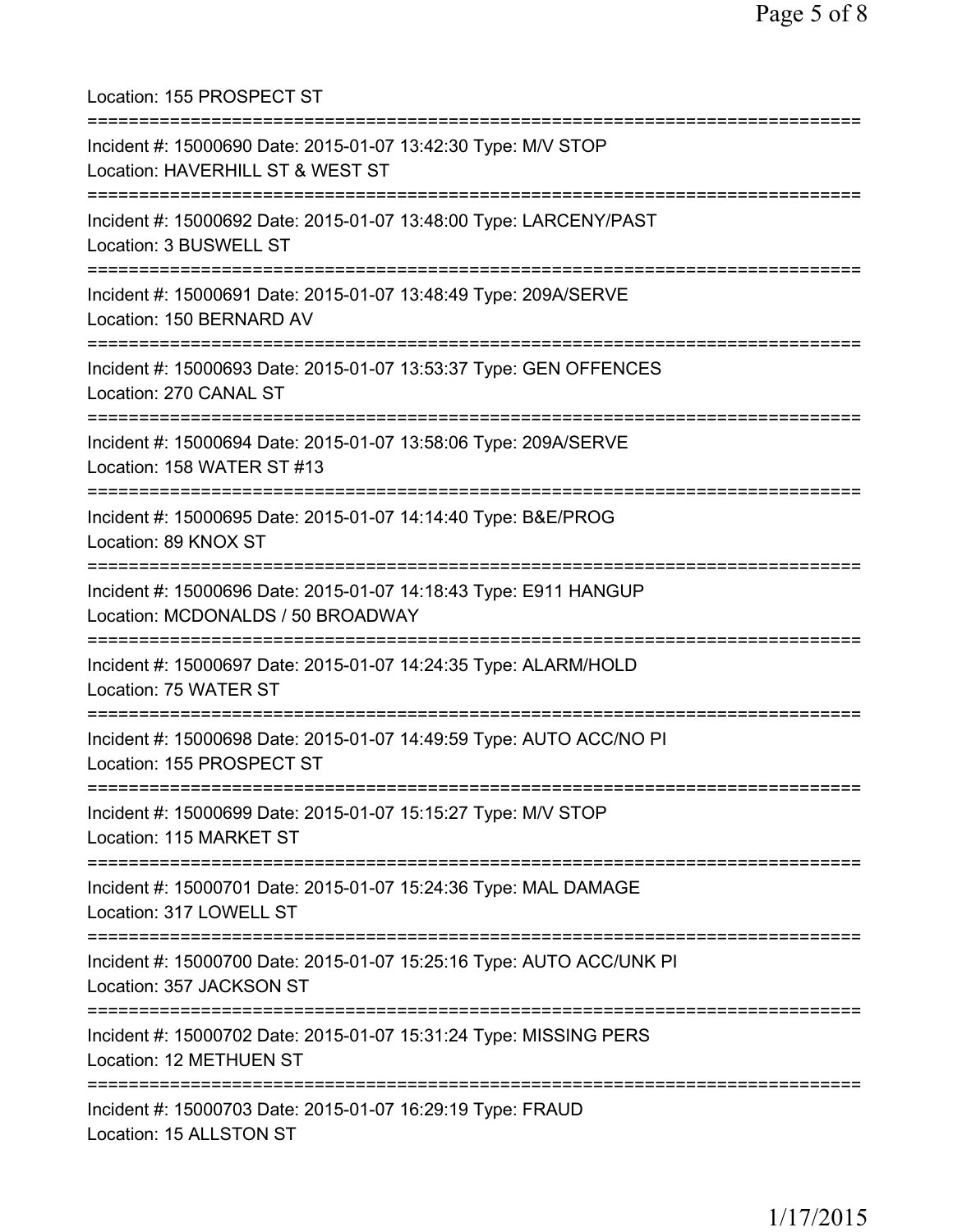Location: 155 PROSPECT ST

===========================================================================

Incident #: 15000690 Date: 2015-01-07 13:42:30 Type: M/V STOP
Location: HAVERHILL ST & WEST ST

===========================================================================

Incident #: 15000692 Date: 2015-01-07 13:48:00 Type: LARCENY/PAST
Location: 3 BUSWELL ST

===========================================================================

Incident #: 15000691 Date: 2015-01-07 13:48:49 Type: 209A/SERVE
Location: 150 BERNARD AV

===========================================================================

Incident #: 15000693 Date: 2015-01-07 13:53:37 Type: GEN OFFENCES
Location: 270 CANAL ST

===========================================================================

Incident #: 15000694 Date: 2015-01-07 13:58:06 Type: 209A/SERVE
Location: 158 WATER ST #13

===========================================================================

Incident #: 15000695 Date: 2015-01-07 14:14:40 Type: B&E/PROG
Location: 89 KNOX ST

===========================================================================

Incident #: 15000696 Date: 2015-01-07 14:18:43 Type: E911 HANGUP
Location: MCDONALDS / 50 BROADWAY

===========================================================================

Incident #: 15000697 Date: 2015-01-07 14:24:35 Type: ALARM/HOLD
Location: 75 WATER ST

===========================================================================

Incident #: 15000698 Date: 2015-01-07 14:49:59 Type: AUTO ACC/NO PI
Location: 155 PROSPECT ST

===========================================================================

Incident #: 15000699 Date: 2015-01-07 15:15:27 Type: M/V STOP
Location: 115 MARKET ST

===========================================================================

Incident #: 15000701 Date: 2015-01-07 15:24:36 Type: MAL DAMAGE
Location: 317 LOWELL ST

===========================================================================

Incident #: 15000700 Date: 2015-01-07 15:25:16 Type: AUTO ACC/UNK PI
Location: 357 JACKSON ST

===========================================================================

Incident #: 15000702 Date: 2015-01-07 15:31:24 Type: MISSING PERS
Location: 12 METHUEN ST

===========================================================================

Incident #: 15000703 Date: 2015-01-07 16:29:19 Type: FRAUD
Location: 15 ALLSTON ST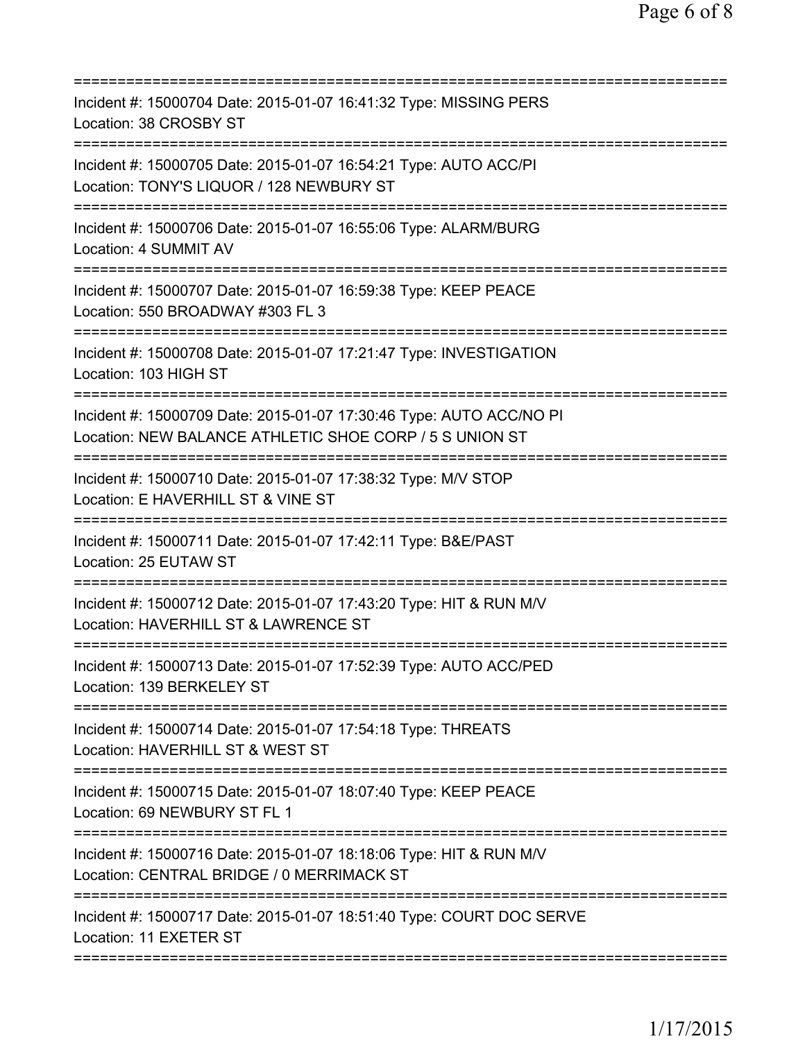===========================================================================
Incident #: 15000704 Date: 2015-01-07 16:41:32 Type: MISSING PERS
Location: 38 CROSBY ST
===========================================================================
Incident #: 15000705 Date: 2015-01-07 16:54:21 Type: AUTO ACC/PI
Location: TONY'S LIQUOR / 128 NEWBURY ST
===========================================================================
Incident #: 15000706 Date: 2015-01-07 16:55:06 Type: ALARM/BURG
Location: 4 SUMMIT AV
===========================================================================
Incident #: 15000707 Date: 2015-01-07 16:59:38 Type: KEEP PEACE
Location: 550 BROADWAY #303 FL 3
===========================================================================
Incident #: 15000708 Date: 2015-01-07 17:21:47 Type: INVESTIGATION
Location: 103 HIGH ST
===========================================================================
Incident #: 15000709 Date: 2015-01-07 17:30:46 Type: AUTO ACC/NO PI
Location: NEW BALANCE ATHLETIC SHOE CORP / 5 S UNION ST
===========================================================================
Incident #: 15000710 Date: 2015-01-07 17:38:32 Type: M/V STOP
Location: E HAVERHILL ST & VINE ST
===========================================================================
Incident #: 15000711 Date: 2015-01-07 17:42:11 Type: B&E/PAST
Location: 25 EUTAW ST
===========================================================================
Incident #: 15000712 Date: 2015-01-07 17:43:20 Type: HIT & RUN M/V
Location: HAVERHILL ST & LAWRENCE ST
===========================================================================
Incident #: 15000713 Date: 2015-01-07 17:52:39 Type: AUTO ACC/PED
Location: 139 BERKELEY ST
===========================================================================
Incident #: 15000714 Date: 2015-01-07 17:54:18 Type: THREATS
Location: HAVERHILL ST & WEST ST
===========================================================================
Incident #: 15000715 Date: 2015-01-07 18:07:40 Type: KEEP PEACE
Location: 69 NEWBURY ST FL 1
===========================================================================
Incident #: 15000716 Date: 2015-01-07 18:18:06 Type: HIT & RUN M/V
Location: CENTRAL BRIDGE / 0 MERRIMACK ST
===========================================================================
Incident #: 15000717 Date: 2015-01-07 18:51:40 Type: COURT DOC SERVE
Location: 11 EXETER ST
===========================================================================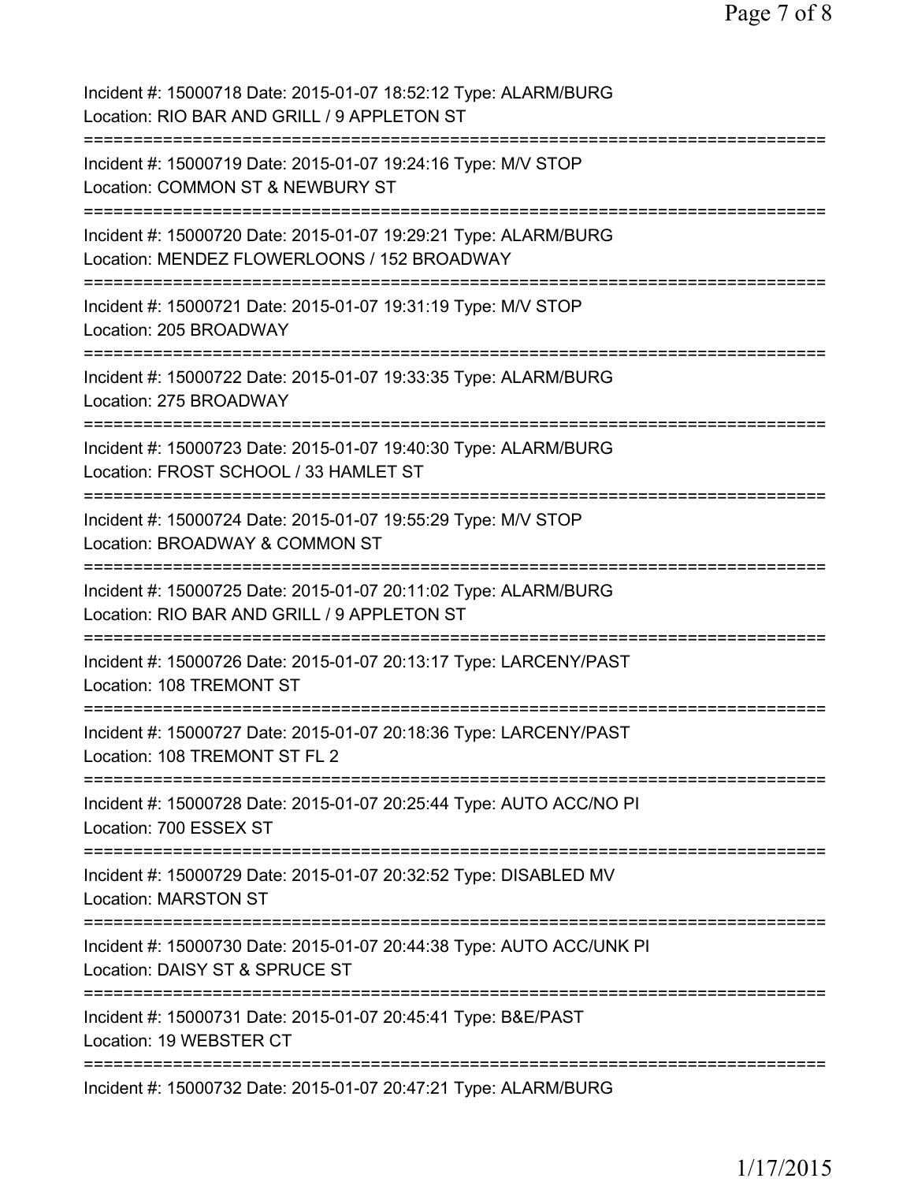Incident #: 15000718 Date: 2015-01-07 18:52:12 Type: ALARM/BURG
Location: RIO BAR AND GRILL / 9 APPLETON ST

===========================================================================

Incident #: 15000719 Date: 2015-01-07 19:24:16 Type: M/V STOP
Location: COMMON ST & NEWBURY ST

===========================================================================

Incident #: 15000720 Date: 2015-01-07 19:29:21 Type: ALARM/BURG
Location: MENDEZ FLOWERLOONS / 152 BROADWAY

===========================================================================

Incident #: 15000721 Date: 2015-01-07 19:31:19 Type: M/V STOP
Location: 205 BROADWAY

===========================================================================

Incident #: 15000722 Date: 2015-01-07 19:33:35 Type: ALARM/BURG
Location: 275 BROADWAY

===========================================================================

Incident #: 15000723 Date: 2015-01-07 19:40:30 Type: ALARM/BURG
Location: FROST SCHOOL / 33 HAMLET ST

===========================================================================

Incident #: 15000724 Date: 2015-01-07 19:55:29 Type: M/V STOP
Location: BROADWAY & COMMON ST

===========================================================================

Incident #: 15000725 Date: 2015-01-07 20:11:02 Type: ALARM/BURG
Location: RIO BAR AND GRILL / 9 APPLETON ST

===========================================================================

Incident #: 15000726 Date: 2015-01-07 20:13:17 Type: LARCENY/PAST
Location: 108 TREMONT ST

===========================================================================

Incident #: 15000727 Date: 2015-01-07 20:18:36 Type: LARCENY/PAST
Location: 108 TREMONT ST FL 2

===========================================================================

Incident #: 15000728 Date: 2015-01-07 20:25:44 Type: AUTO ACC/NO PI
Location: 700 ESSEX ST

===========================================================================

Incident #: 15000729 Date: 2015-01-07 20:32:52 Type: DISABLED MV
Location: MARSTON ST

===========================================================================

Incident #: 15000730 Date: 2015-01-07 20:44:38 Type: AUTO ACC/UNK PI
Location: DAISY ST & SPRUCE ST

===========================================================================

Incident #: 15000731 Date: 2015-01-07 20:45:41 Type: B&E/PAST
Location: 19 WEBSTER CT

===========================================================================

Incident #: 15000732 Date: 2015-01-07 20:47:21 Type: ALARM/BURG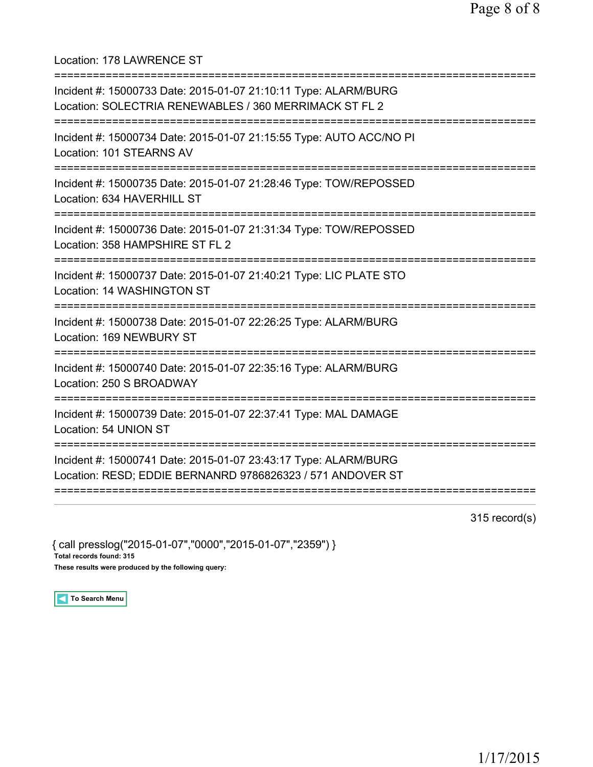Location: 178 LAWRENCE ST

===========================================================================

Incident #: 15000733 Date: 2015-01-07 21:10:11 Type: ALARM/BURG
Location: SOLECTRIA RENEWABLES / 360 MERRIMACK ST FL 2

===========================================================================

Incident #: 15000734 Date: 2015-01-07 21:15:55 Type: AUTO ACC/NO PI
Location: 101 STEARNS AV

===========================================================================

Incident #: 15000735 Date: 2015-01-07 21:28:46 Type: TOW/REPOSSED
Location: 634 HAVERHILL ST

===========================================================================

Incident #: 15000736 Date: 2015-01-07 21:31:34 Type: TOW/REPOSSED
Location: 358 HAMPSHIRE ST FL 2

===========================================================================

Incident #: 15000737 Date: 2015-01-07 21:40:21 Type: LIC PLATE STO
Location: 14 WASHINGTON ST

===========================================================================

Incident #: 15000738 Date: 2015-01-07 22:26:25 Type: ALARM/BURG
Location: 169 NEWBURY ST

===========================================================================

Incident #: 15000740 Date: 2015-01-07 22:35:16 Type: ALARM/BURG
Location: 250 S BROADWAY

===========================================================================

Incident #: 15000739 Date: 2015-01-07 22:37:41 Type: MAL DAMAGE
Location: 54 UNION ST

===========================================================================

Incident #: 15000741 Date: 2015-01-07 23:43:17 Type: ALARM/BURG
Location: RESD; EDDIE BERNANRD 9786826323 / 571 ANDOVER ST

===========================================================================

315 record(s)

{ call presslog("2015-01-07","0000","2015-01-07","2359") }

**Total records found: 315**

**These results were produced by the following query:**

To Search Menu